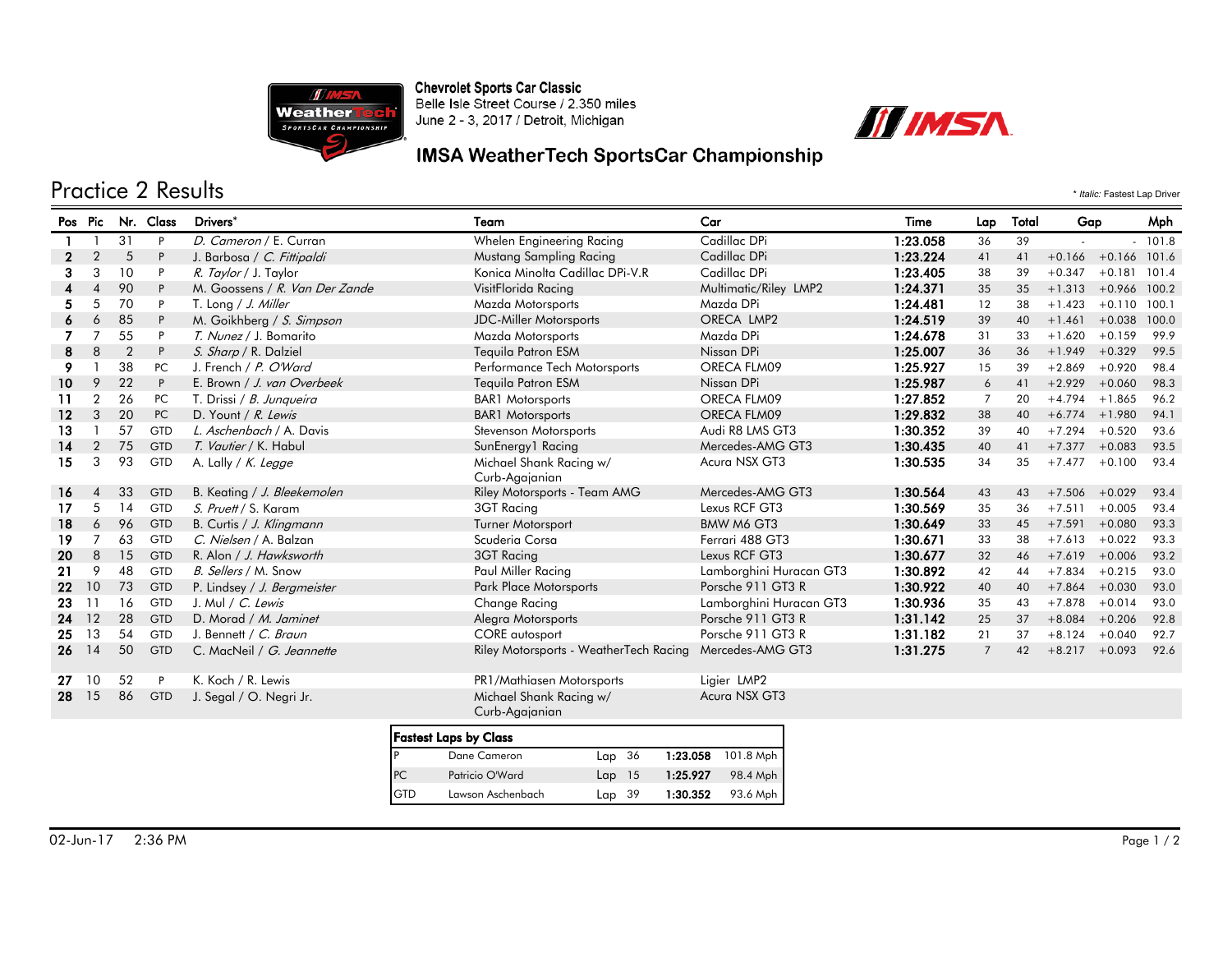Chevrolet Sports Car Classic
Belle Isle Street Course / 2.350 miles
June 2 - 3, 2017 / Detroit, Michigan

## IMSA WeatherTech SportsCar Championship

# Practice 2 Results

* *Italic:* Fastest Lap Driver

| Pos | Pic | Nr. | Class | Drivers* | Team | Car | Time | Lap | Total | Gap | | Mph |
|---|---|---|---|---|---|---|---|---|---|---|---|---|
| 1 | 1 | 31 | P | *D. Cameron* / E. Curran | Whelen Engineering Racing | Cadillac DPi | 1:23.058 | 36 | 39 | - | - | 101.8 |
| 2 | 2 | 5 | P | J. Barbosa / *C. Fittipaldi* | Mustang Sampling Racing | Cadillac DPi | 1:23.224 | 41 | 41 | +0.166 | +0.166 | 101.6 |
| 3 | 3 | 10 | P | *R. Taylor* / J. Taylor | Konica Minolta Cadillac DPi-V.R | Cadillac DPi | 1:23.405 | 38 | 39 | +0.347 | +0.181 | 101.4 |
| 4 | 4 | 90 | P | M. Goossens / *R. Van Der Zande* | VisitFlorida Racing | Multimatic/Riley LMP2 | 1:24.371 | 35 | 35 | +1.313 | +0.966 | 100.2 |
| 5 | 5 | 70 | P | T. Long / *J. Miller* | Mazda Motorsports | Mazda DPi | 1:24.481 | 12 | 38 | +1.423 | +0.110 | 100.1 |
| 6 | 6 | 85 | P | M. Goikhberg / *S. Simpson* | JDC-Miller Motorsports | ORECA LMP2 | 1:24.519 | 39 | 40 | +1.461 | +0.038 | 100.0 |
| 7 | 7 | 55 | P | *T. Nunez* / J. Bomarito | Mazda Motorsports | Mazda DPi | 1:24.678 | 31 | 33 | +1.620 | +0.159 | 99.9 |
| 8 | 8 | 2 | P | *S. Sharp* / R. Dalziel | Tequila Patron ESM | Nissan DPi | 1:25.007 | 36 | 36 | +1.949 | +0.329 | 99.5 |
| 9 | 1 | 38 | PC | J. French / *P. O'Ward* | Performance Tech Motorsports | ORECA FLM09 | 1:25.927 | 15 | 39 | +2.869 | +0.920 | 98.4 |
| 10 | 9 | 22 | P | E. Brown / *J. van Overbeek* | Tequila Patron ESM | Nissan DPi | 1:25.987 | 6 | 41 | +2.929 | +0.060 | 98.3 |
| 11 | 2 | 26 | PC | T. Drissi / *B. Junqueira* | BAR1 Motorsports | ORECA FLM09 | 1:27.852 | 7 | 20 | +4.794 | +1.865 | 96.2 |
| 12 | 3 | 20 | PC | D. Yount / *R. Lewis* | BAR1 Motorsports | ORECA FLM09 | 1:29.832 | 38 | 40 | +6.774 | +1.980 | 94.1 |
| 13 | 1 | 57 | GTD | *L. Aschenbach* / A. Davis | Stevenson Motorsports | Audi R8 LMS GT3 | 1:30.352 | 39 | 40 | +7.294 | +0.520 | 93.6 |
| 14 | 2 | 75 | GTD | *T. Vautier* / K. Habul | SunEnergy1 Racing | Mercedes-AMG GT3 | 1:30.435 | 40 | 41 | +7.377 | +0.083 | 93.5 |
| 15 | 3 | 93 | GTD | A. Lally / *K. Legge* | Michael Shank Racing w/ Curb-Agajanian | Acura NSX GT3 | 1:30.535 | 34 | 35 | +7.477 | +0.100 | 93.4 |
| 16 | 4 | 33 | GTD | B. Keating / *J. Bleekemolen* | Riley Motorsports - Team AMG | Mercedes-AMG GT3 | 1:30.564 | 43 | 43 | +7.506 | +0.029 | 93.4 |
| 17 | 5 | 14 | GTD | *S. Pruett* / S. Karam | 3GT Racing | Lexus RCF GT3 | 1:30.569 | 35 | 36 | +7.511 | +0.005 | 93.4 |
| 18 | 6 | 96 | GTD | B. Curtis / *J. Klingmann* | Turner Motorsport | BMW M6 GT3 | 1:30.649 | 33 | 45 | +7.591 | +0.080 | 93.3 |
| 19 | 7 | 63 | GTD | *C. Nielsen* / A. Balzan | Scuderia Corsa | Ferrari 488 GT3 | 1:30.671 | 33 | 38 | +7.613 | +0.022 | 93.3 |
| 20 | 8 | 15 | GTD | R. Alon / *J. Hawksworth* | 3GT Racing | Lexus RCF GT3 | 1:30.677 | 32 | 46 | +7.619 | +0.006 | 93.2 |
| 21 | 9 | 48 | GTD | *B. Sellers* / M. Snow | Paul Miller Racing | Lamborghini Huracan GT3 | 1:30.892 | 42 | 44 | +7.834 | +0.215 | 93.0 |
| 22 | 10 | 73 | GTD | P. Lindsey / *J. Bergmeister* | Park Place Motorsports | Porsche 911 GT3 R | 1:30.922 | 40 | 40 | +7.864 | +0.030 | 93.0 |
| 23 | 11 | 16 | GTD | J. Mul / *C. Lewis* | Change Racing | Lamborghini Huracan GT3 | 1:30.936 | 35 | 43 | +7.878 | +0.014 | 93.0 |
| 24 | 12 | 28 | GTD | D. Morad / *M. Jaminet* | Alegra Motorsports | Porsche 911 GT3 R | 1:31.142 | 25 | 37 | +8.084 | +0.206 | 92.8 |
| 25 | 13 | 54 | GTD | J. Bennett / *C. Braun* | CORE autosport | Porsche 911 GT3 R | 1:31.182 | 21 | 37 | +8.124 | +0.040 | 92.7 |
| 26 | 14 | 50 | GTD | C. MacNeil / *G. Jeannette* | Riley Motorsports - WeatherTech Racing | Mercedes-AMG GT3 | 1:31.275 | 7 | 42 | +8.217 | +0.093 | 92.6 |
| 27 | 10 | 52 | P | K. Koch / R. Lewis | PR1/Mathiasen Motorsports | Ligier LMP2 | | | | | | |
| 28 | 15 | 86 | GTD | J. Segal / O. Negri Jr. | Michael Shank Racing w/ Curb-Agajanian | Acura NSX GT3 | | | | | | |

**Fastest Laps by Class**

| Class | Driver | Lap | Time | Speed |
|---|---|---|---|---|
| P | Dane Cameron | Lap 36 | 1:23.058 | 101.8 Mph |
| PC | Patricio O'Ward | Lap 15 | 1:25.927 | 98.4 Mph |
| GTD | Lawson Aschenbach | Lap 39 | 1:30.352 | 93.6 Mph |

02-Jun-17 2:36 PM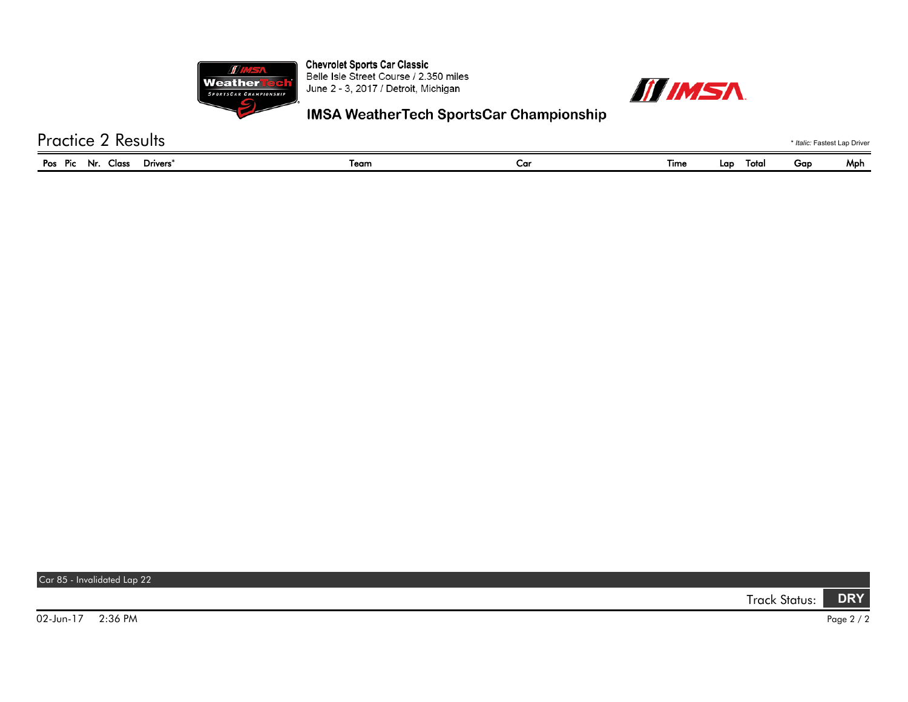Chevrolet Sports Car Classic
Belle Isle Street Course / 2.350 miles
June 2 - 3, 2017 / Detroit, Michigan

IMSA WeatherTech SportsCar Championship

# Practice 2 Results

* *Italic:* Fastest Lap Driver

| Pos | Pic | Nr. | Class | Drivers* | Team | Car | Time | Lap | Total | Gap | Mph |
|---|---|---|---|---|---|---|---|---|---|---|---|

Car 85 - Invalidated Lap 22

Track Status: **DRY**

02-Jun-17 2:36 PM